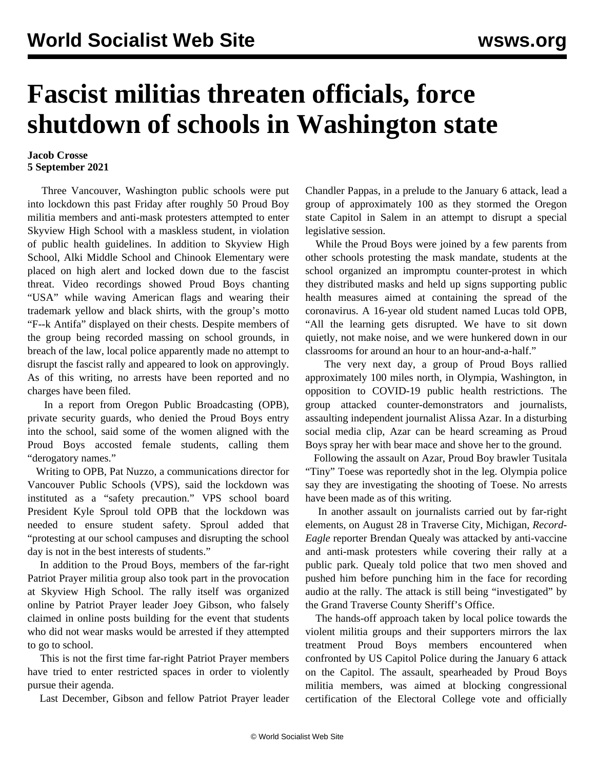# Fascist militias threaten officials, force shutdown of schools in Washington state

**Jacob Crosse**
**5 September 2021**

Three Vancouver, Washington public schools were put into lockdown this past Friday after roughly 50 Proud Boy militia members and anti-mask protesters attempted to enter Skyview High School with a maskless student, in violation of public health guidelines. In addition to Skyview High School, Alki Middle School and Chinook Elementary were placed on high alert and locked down due to the fascist threat. Video recordings showed Proud Boys chanting "USA" while waving American flags and wearing their trademark yellow and black shirts, with the group's motto "F--k Antifa" displayed on their chests. Despite members of the group being recorded massing on school grounds, in breach of the law, local police apparently made no attempt to disrupt the fascist rally and appeared to look on approvingly. As of this writing, no arrests have been reported and no charges have been filed.

In a report from Oregon Public Broadcasting (OPB), private security guards, who denied the Proud Boys entry into the school, said some of the women aligned with the Proud Boys accosted female students, calling them "derogatory names."

Writing to OPB, Pat Nuzzo, a communications director for Vancouver Public Schools (VPS), said the lockdown was instituted as a "safety precaution." VPS school board President Kyle Sproul told OPB that the lockdown was needed to ensure student safety. Sproul added that "protesting at our school campuses and disrupting the school day is not in the best interests of students."

In addition to the Proud Boys, members of the far-right Patriot Prayer militia group also took part in the provocation at Skyview High School. The rally itself was organized online by Patriot Prayer leader Joey Gibson, who falsely claimed in online posts building for the event that students who did not wear masks would be arrested if they attempted to go to school.

This is not the first time far-right Patriot Prayer members have tried to enter restricted spaces in order to violently pursue their agenda.

Last December, Gibson and fellow Patriot Prayer leader Chandler Pappas, in a prelude to the January 6 attack, lead a group of approximately 100 as they stormed the Oregon state Capitol in Salem in an attempt to disrupt a special legislative session.

While the Proud Boys were joined by a few parents from other schools protesting the mask mandate, students at the school organized an impromptu counter-protest in which they distributed masks and held up signs supporting public health measures aimed at containing the spread of the coronavirus. A 16-year old student named Lucas told OPB, "All the learning gets disrupted. We have to sit down quietly, not make noise, and we were hunkered down in our classrooms for around an hour to an hour-and-a-half."

The very next day, a group of Proud Boys rallied approximately 100 miles north, in Olympia, Washington, in opposition to COVID-19 public health restrictions. The group attacked counter-demonstrators and journalists, assaulting independent journalist Alissa Azar. In a disturbing social media clip, Azar can be heard screaming as Proud Boys spray her with bear mace and shove her to the ground.

Following the assault on Azar, Proud Boy brawler Tusitala "Tiny" Toese was reportedly shot in the leg. Olympia police say they are investigating the shooting of Toese. No arrests have been made as of this writing.

In another assault on journalists carried out by far-right elements, on August 28 in Traverse City, Michigan, *Record-Eagle* reporter Brendan Quealy was attacked by anti-vaccine and anti-mask protesters while covering their rally at a public park. Quealy told police that two men shoved and pushed him before punching him in the face for recording audio at the rally. The attack is still being "investigated" by the Grand Traverse County Sheriff's Office.

The hands-off approach taken by local police towards the violent militia groups and their supporters mirrors the lax treatment Proud Boys members encountered when confronted by US Capitol Police during the January 6 attack on the Capitol. The assault, spearheaded by Proud Boys militia members, was aimed at blocking congressional certification of the Electoral College vote and officially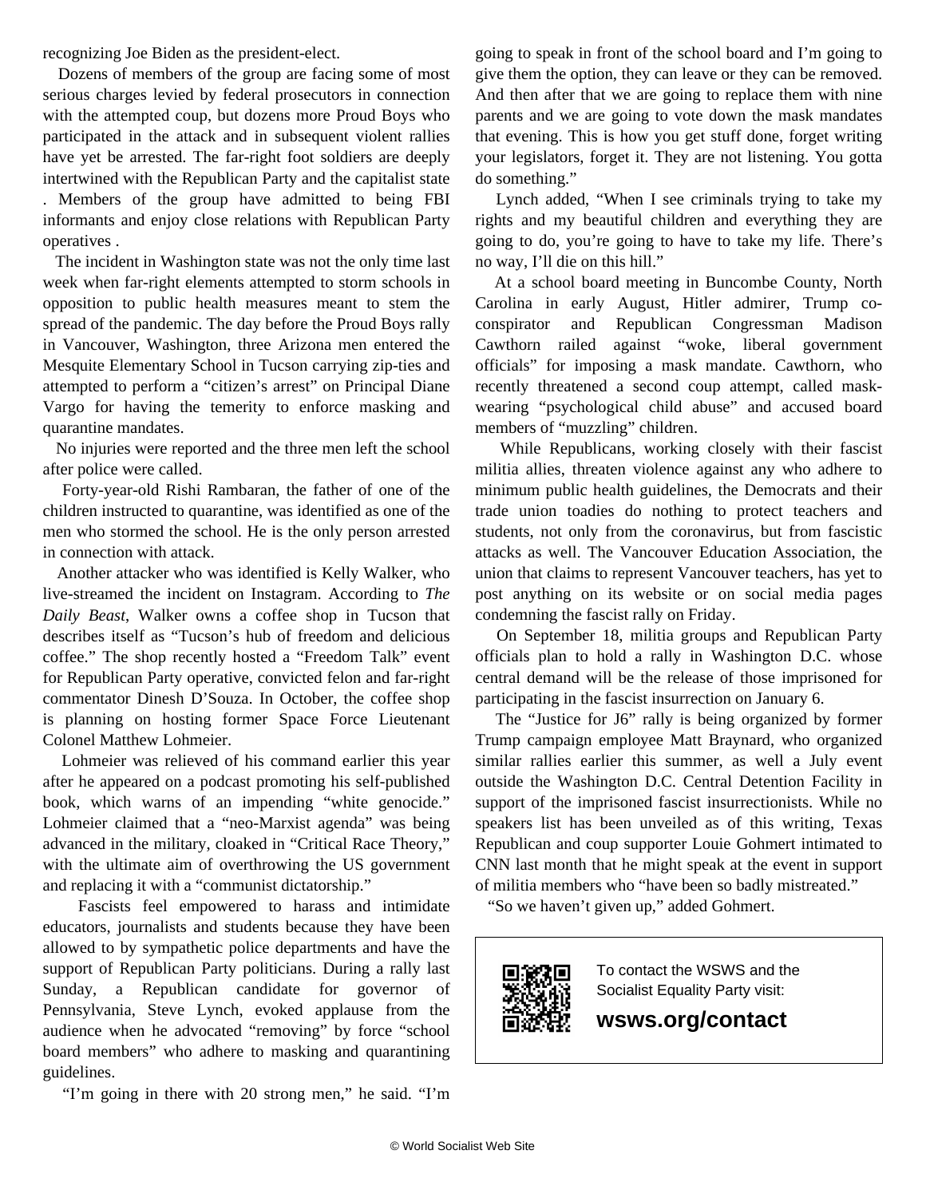recognizing Joe Biden as the president-elect.

Dozens of members of the group are facing some of most serious charges levied by federal prosecutors in connection with the attempted coup, but dozens more Proud Boys who participated in the attack and in subsequent violent rallies have yet be arrested. The far-right foot soldiers are deeply intertwined with the Republican Party and the capitalist state . Members of the group have admitted to being FBI informants and enjoy close relations with Republican Party operatives .

The incident in Washington state was not the only time last week when far-right elements attempted to storm schools in opposition to public health measures meant to stem the spread of the pandemic. The day before the Proud Boys rally in Vancouver, Washington, three Arizona men entered the Mesquite Elementary School in Tucson carrying zip-ties and attempted to perform a "citizen's arrest" on Principal Diane Vargo for having the temerity to enforce masking and quarantine mandates.

No injuries were reported and the three men left the school after police were called.

Forty-year-old Rishi Rambaran, the father of one of the children instructed to quarantine, was identified as one of the men who stormed the school. He is the only person arrested in connection with attack.

Another attacker who was identified is Kelly Walker, who live-streamed the incident on Instagram. According to *The Daily Beast*, Walker owns a coffee shop in Tucson that describes itself as "Tucson's hub of freedom and delicious coffee." The shop recently hosted a "Freedom Talk" event for Republican Party operative, convicted felon and far-right commentator Dinesh D'Souza. In October, the coffee shop is planning on hosting former Space Force Lieutenant Colonel Matthew Lohmeier.

Lohmeier was relieved of his command earlier this year after he appeared on a podcast promoting his self-published book, which warns of an impending "white genocide." Lohmeier claimed that a "neo-Marxist agenda" was being advanced in the military, cloaked in "Critical Race Theory," with the ultimate aim of overthrowing the US government and replacing it with a "communist dictatorship."

Fascists feel empowered to harass and intimidate educators, journalists and students because they have been allowed to by sympathetic police departments and have the support of Republican Party politicians. During a rally last Sunday, a Republican candidate for governor of Pennsylvania, Steve Lynch, evoked applause from the audience when he advocated "removing" by force "school board members" who adhere to masking and quarantining guidelines.

"I'm going in there with 20 strong men," he said. "I'm going to speak in front of the school board and I'm going to give them the option, they can leave or they can be removed. And then after that we are going to replace them with nine parents and we are going to vote down the mask mandates that evening. This is how you get stuff done, forget writing your legislators, forget it. They are not listening. You gotta do something."

Lynch added, "When I see criminals trying to take my rights and my beautiful children and everything they are going to do, you're going to have to take my life. There's no way, I'll die on this hill."

At a school board meeting in Buncombe County, North Carolina in early August, Hitler admirer, Trump co-conspirator and Republican Congressman Madison Cawthorn railed against "woke, liberal government officials" for imposing a mask mandate. Cawthorn, who recently threatened a second coup attempt, called mask-wearing "psychological child abuse" and accused board members of "muzzling" children.

While Republicans, working closely with their fascist militia allies, threaten violence against any who adhere to minimum public health guidelines, the Democrats and their trade union toadies do nothing to protect teachers and students, not only from the coronavirus, but from fascistic attacks as well. The Vancouver Education Association, the union that claims to represent Vancouver teachers, has yet to post anything on its website or on social media pages condemning the fascist rally on Friday.

On September 18, militia groups and Republican Party officials plan to hold a rally in Washington D.C. whose central demand will be the release of those imprisoned for participating in the fascist insurrection on January 6.

The "Justice for J6" rally is being organized by former Trump campaign employee Matt Braynard, who organized similar rallies earlier this summer, as well a July event outside the Washington D.C. Central Detention Facility in support of the imprisoned fascist insurrectionists. While no speakers list has been unveiled as of this writing, Texas Republican and coup supporter Louie Gohmert intimated to CNN last month that he might speak at the event in support of militia members who "have been so badly mistreated."

"So we haven't given up," added Gohmert.

To contact the WSWS and the Socialist Equality Party visit:

**wsws.org/contact**